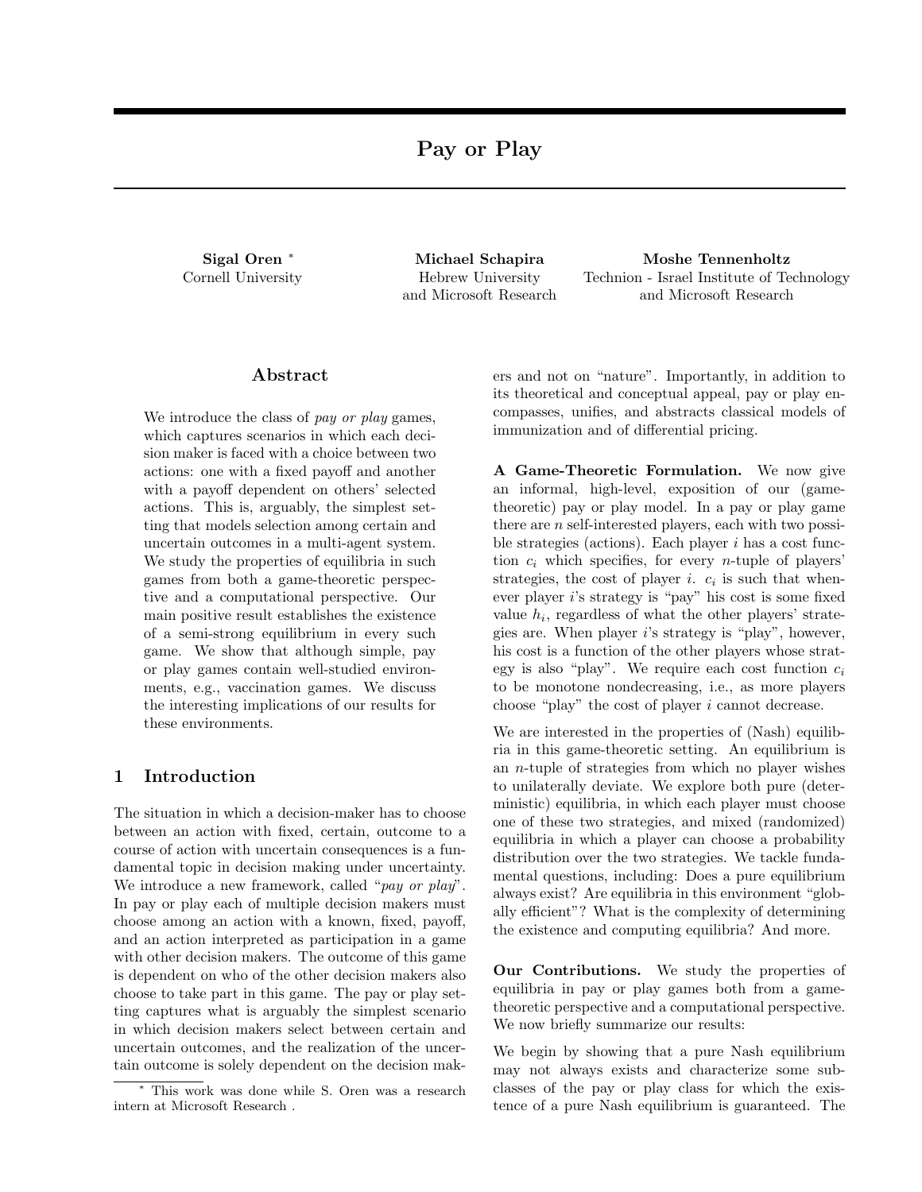# Pay or Play

**Sigal Oren** [*]
Cornell University

**Michael Schapira**
Hebrew University
and Microsoft Research

**Moshe Tennenholtz**
Technion - Israel Institute of Technology
and Microsoft Research

## Abstract

We introduce the class of *pay or play* games, which captures scenarios in which each decision maker is faced with a choice between two actions: one with a fixed payoff and another with a payoff dependent on others' selected actions. This is, arguably, the simplest setting that models selection among certain and uncertain outcomes in a multi-agent system. We study the properties of equilibria in such games from both a game-theoretic perspective and a computational perspective. Our main positive result establishes the existence of a semi-strong equilibrium in every such game. We show that although simple, pay or play games contain well-studied environments, e.g., vaccination games. We discuss the interesting implications of our results for these environments.

## 1 Introduction

The situation in which a decision-maker has to choose between an action with fixed, certain, outcome to a course of action with uncertain consequences is a fundamental topic in decision making under uncertainty. We introduce a new framework, called "*pay or play*". In pay or play each of multiple decision makers must choose among an action with a known, fixed, payoff, and an action interpreted as participation in a game with other decision makers. The outcome of this game is dependent on who of the other decision makers also choose to take part in this game. The pay or play setting captures what is arguably the simplest scenario in which decision makers select between certain and uncertain outcomes, and the realization of the uncertain outcome is solely dependent on the decision makers and not on "nature". Importantly, in addition to its theoretical and conceptual appeal, pay or play encompasses, unifies, and abstracts classical models of immunization and of differential pricing.

**A Game-Theoretic Formulation.** We now give an informal, high-level, exposition of our (game-theoretic) pay or play model. In a pay or play game there are $n$ self-interested players, each with two possible strategies (actions). Each player $i$ has a cost function $c_i$ which specifies, for every $n$-tuple of players' strategies, the cost of player $i$. $c_i$ is such that whenever player $i$'s strategy is "pay" his cost is some fixed value $h_i$, regardless of what the other players' strategies are. When player $i$'s strategy is "play", however, his cost is a function of the other players whose strategy is also "play". We require each cost function $c_i$ to be monotone nondecreasing, i.e., as more players choose "play" the cost of player $i$ cannot decrease.

We are interested in the properties of (Nash) equilibria in this game-theoretic setting. An equilibrium is an $n$-tuple of strategies from which no player wishes to unilaterally deviate. We explore both pure (deterministic) equilibria, in which each player must choose one of these two strategies, and mixed (randomized) equilibria in which a player can choose a probability distribution over the two strategies. We tackle fundamental questions, including: Does a pure equilibrium always exist? Are equilibria in this environment "globally efficient"? What is the complexity of determining the existence and computing equilibria? And more.

**Our Contributions.** We study the properties of equilibria in pay or play games both from a game-theoretic perspective and a computational perspective. We now briefly summarize our results:

We begin by showing that a pure Nash equilibrium may not always exists and characterize some subclasses of the pay or play class for which the existence of a pure Nash equilibrium is guaranteed. The

[*] This work was done while S. Oren was a research intern at Microsoft Research .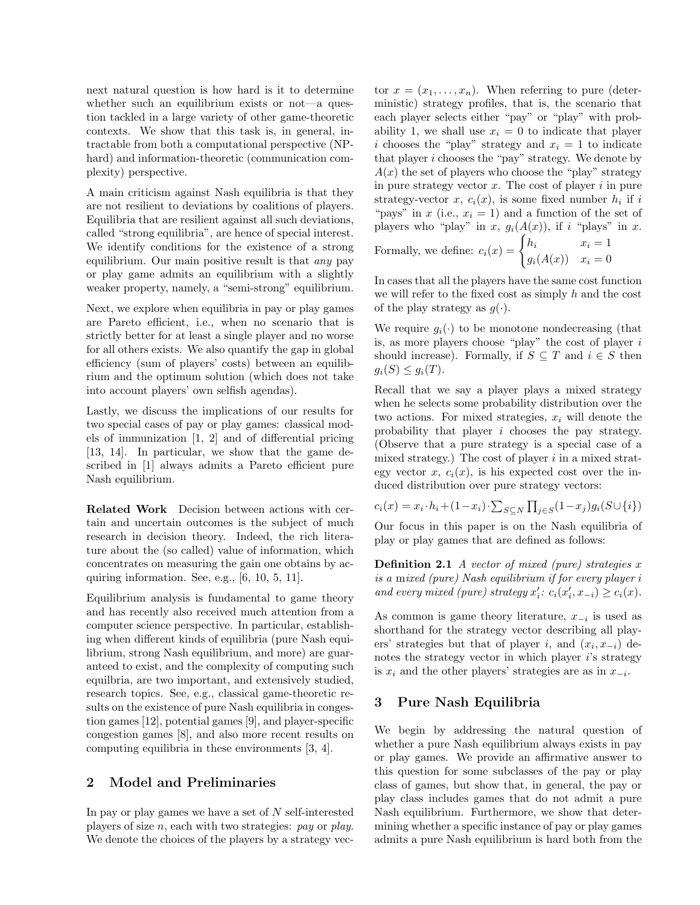next natural question is how hard is it to determine whether such an equilibrium exists or not—a question tackled in a large variety of other game-theoretic contexts. We show that this task is, in general, intractable from both a computational perspective (NP-hard) and information-theoretic (communication complexity) perspective.

A main criticism against Nash equilibria is that they are not resilient to deviations by coalitions of players. Equilibria that are resilient against all such deviations, called "strong equilibria", are hence of special interest. We identify conditions for the existence of a strong equilibrium. Our main positive result is that *any* pay or play game admits an equilibrium with a slightly weaker property, namely, a "semi-strong" equilibrium.

Next, we explore when equilibria in pay or play games are Pareto efficient, i.e., when no scenario that is strictly better for at least a single player and no worse for all others exists. We also quantify the gap in global efficiency (sum of players' costs) between an equilibrium and the optimum solution (which does not take into account players' own selfish agendas).

Lastly, we discuss the implications of our results for two special cases of pay or play games: classical models of immunization [1, 2] and of differential pricing [13, 14]. In particular, we show that the game described in [1] always admits a Pareto efficient pure Nash equilibrium.

**Related Work** Decision between actions with certain and uncertain outcomes is the subject of much research in decision theory. Indeed, the rich literature about the (so called) value of information, which concentrates on measuring the gain one obtains by acquiring information. See, e.g., [6, 10, 5, 11].

Equilibrium analysis is fundamental to game theory and has recently also received much attention from a computer science perspective. In particular, establishing when different kinds of equilibria (pure Nash equilibrium, strong Nash equilibrium, and more) are guaranteed to exist, and the complexity of computing such equilbria, are two important, and extensively studied, research topics. See, e.g., classical game-theoretic results on the existence of pure Nash equilibria in congestion games [12], potential games [9], and player-specific congestion games [8], and also more recent results on computing equilibria in these environments [3, 4].

## 2 Model and Preliminaries

In pay or play games we have a set of $N$ self-interested players of size $n$, each with two strategies: *pay* or *play*. We denote the choices of the players by a strategy vector $x = (x_1, \ldots, x_n)$. When referring to pure (deterministic) strategy profiles, that is, the scenario that each player selects either "pay" or "play" with probability 1, we shall use $x_i = 0$ to indicate that player $i$ chooses the "play" strategy and $x_i = 1$ to indicate that player $i$ chooses the "pay" strategy. We denote by $A(x)$ the set of players who choose the "play" strategy in pure strategy vector $x$. The cost of player $i$ in pure strategy-vector $x$, $c_i(x)$, is some fixed number $h_i$ if $i$ "pays" in $x$ (i.e., $x_i = 1$) and a function of the set of players who "play" in $x$, $g_i(A(x))$, if $i$ "plays" in $x$. Formally, we define: $c_i(x) = \begin{cases} h_i & x_i = 1 \\ g_i(A(x)) & x_i = 0 \end{cases}$

In cases that all the players have the same cost function we will refer to the fixed cost as simply $h$ and the cost of the play strategy as $g(\cdot)$.

We require $g_i(\cdot)$ to be monotone nondecreasing (that is, as more players choose "play" the cost of player $i$ should increase). Formally, if $S \subseteq T$ and $i \in S$ then $g_i(S) \leq g_i(T)$.

Recall that we say a player plays a mixed strategy when he selects some probability distribution over the two actions. For mixed strategies, $x_i$ will denote the probability that player $i$ chooses the pay strategy. (Observe that a pure strategy is a special case of a mixed strategy.) The cost of player $i$ in a mixed strategy vector $x$, $c_i(x)$, is his expected cost over the induced distribution over pure strategy vectors:

$$c_i(x) = x_i \cdot h_i + (1-x_i) \cdot \sum_{S \subseteq N} \prod_{j \in S} (1-x_j) g_i(S \cup \{i\})$$

Our focus in this paper is on the Nash equilibria of play or play games that are defined as follows:

**Definition 2.1** *A vector of mixed (pure) strategies $x$ is a mixed (pure) Nash equilibrium if for every player $i$ and every mixed (pure) strategy $x'_i$: $c_i(x'_i, x_{-i}) \geq c_i(x)$.*

As common is game theory literature, $x_{-i}$ is used as shorthand for the strategy vector describing all players' strategies but that of player $i$, and $(x_i, x_{-i})$ denotes the strategy vector in which player $i$'s strategy is $x_i$ and the other players' strategies are as in $x_{-i}$.

## 3 Pure Nash Equilibria

We begin by addressing the natural question of whether a pure Nash equilibrium always exists in pay or play games. We provide an affirmative answer to this question for some subclasses of the pay or play class of games, but show that, in general, the pay or play class includes games that do not admit a pure Nash equilibrium. Furthermore, we show that determining whether a specific instance of pay or play games admits a pure Nash equilibrium is hard both from the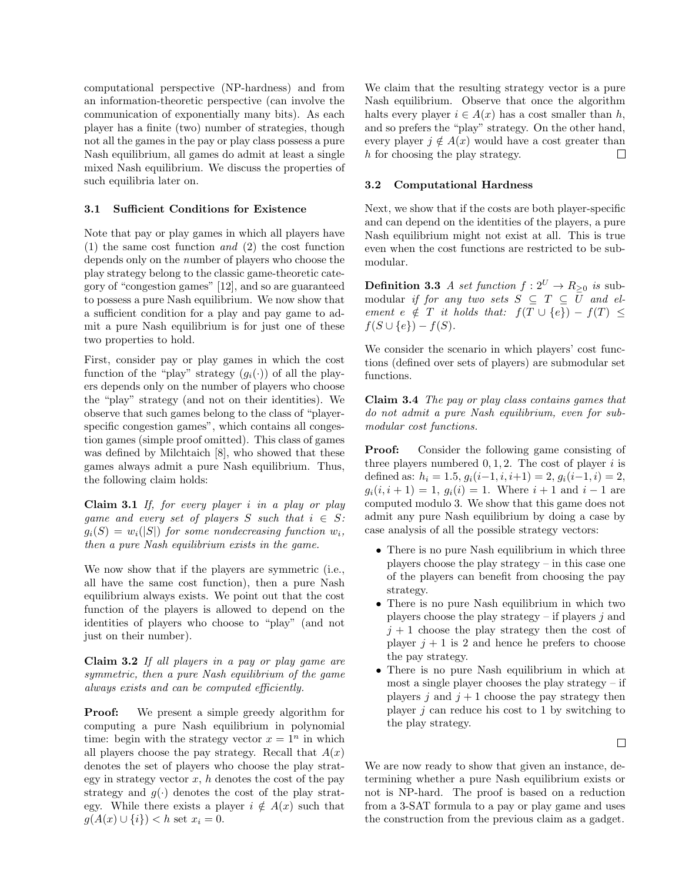computational perspective (NP-hardness) and from an information-theoretic perspective (can involve the communication of exponentially many bits). As each player has a finite (two) number of strategies, though not all the games in the pay or play class possess a pure Nash equilibrium, all games do admit at least a single mixed Nash equilibrium. We discuss the properties of such equilibria later on.

### 3.1 Sufficient Conditions for Existence

Note that pay or play games in which all players have (1) the same cost function *and* (2) the cost function depends only on the *n*umber of players who choose the play strategy belong to the classic game-theoretic category of "congestion games" [12], and so are guaranteed to possess a pure Nash equilibrium. We now show that a sufficient condition for a play and pay game to admit a pure Nash equilibrium is for just one of these two properties to hold.

First, consider pay or play games in which the cost function of the "play" strategy ($g_i(\cdot)$) of all the players depends only on the number of players who choose the "play" strategy (and not on their identities). We observe that such games belong to the class of "player-specific congestion games", which contains all congestion games (simple proof omitted). This class of games was defined by Milchtaich [8], who showed that these games always admit a pure Nash equilibrium. Thus, the following claim holds:

**Claim 3.1** *If, for every player $i$ in a play or play game and every set of players $S$ such that $i \in S$: $g_i(S) = w_i(|S|)$ for some nondecreasing function $w_i$, then a pure Nash equilibrium exists in the game.*

We now show that if the players are symmetric (i.e., all have the same cost function), then a pure Nash equilibrium always exists. We point out that the cost function of the players is allowed to depend on the identities of players who choose to "play" (and not just on their number).

**Claim 3.2** *If all players in a pay or play game are symmetric, then a pure Nash equilibrium of the game always exists and can be computed efficiently.*

**Proof:** We present a simple greedy algorithm for computing a pure Nash equilibrium in polynomial time: begin with the strategy vector $x = 1^n$ in which all players choose the pay strategy. Recall that $A(x)$ denotes the set of players who choose the play strategy in strategy vector $x$, $h$ denotes the cost of the pay strategy and $g(\cdot)$ denotes the cost of the play strategy. While there exists a player $i \notin A(x)$ such that $g(A(x) \cup \{i\}) < h$ set $x_i = 0$.

We claim that the resulting strategy vector is a pure Nash equilibrium. Observe that once the algorithm halts every player $i \in A(x)$ has a cost smaller than $h$, and so prefers the "play" strategy. On the other hand, every player $j \notin A(x)$ would have a cost greater than $h$ for choosing the play strategy. □

### 3.2 Computational Hardness

Next, we show that if the costs are both player-specific and can depend on the identities of the players, a pure Nash equilibrium might not exist at all. This is true even when the cost functions are restricted to be submodular.

**Definition 3.3** *A set function $f : 2^U \rightarrow R_{\geq 0}$ is submodular if for any two sets $S \subseteq T \subseteq U$ and element $e \notin T$ it holds that: $f(T \cup \{e\}) - f(T) \leq f(S \cup \{e\}) - f(S)$.*

We consider the scenario in which players' cost functions (defined over sets of players) are submodular set functions.

**Claim 3.4** *The pay or play class contains games that do not admit a pure Nash equilibrium, even for submodular cost functions.*

**Proof:** Consider the following game consisting of three players numbered 0, 1, 2. The cost of player $i$ is defined as: $h_i = 1.5$, $g_i(i-1, i, i+1) = 2$, $g_i(i-1, i) = 2$, $g_i(i, i+1) = 1$, $g_i(i) = 1$. Where $i + 1$ and $i - 1$ are computed modulo 3. We show that this game does not admit any pure Nash equilibrium by doing a case by case analysis of all the possible strategy vectors:

- There is no pure Nash equilibrium in which three players choose the play strategy – in this case one of the players can benefit from choosing the pay strategy.
- There is no pure Nash equilibrium in which two players choose the play strategy – if players $j$ and $j + 1$ choose the play strategy then the cost of player $j + 1$ is 2 and hence he prefers to choose the pay strategy.
- There is no pure Nash equilibrium in which at most a single player chooses the play strategy – if players $j$ and $j + 1$ choose the pay strategy then player $j$ can reduce his cost to 1 by switching to the play strategy.

□

We are now ready to show that given an instance, determining whether a pure Nash equilibrium exists or not is NP-hard. The proof is based on a reduction from a 3-SAT formula to a pay or play game and uses the construction from the previous claim as a gadget.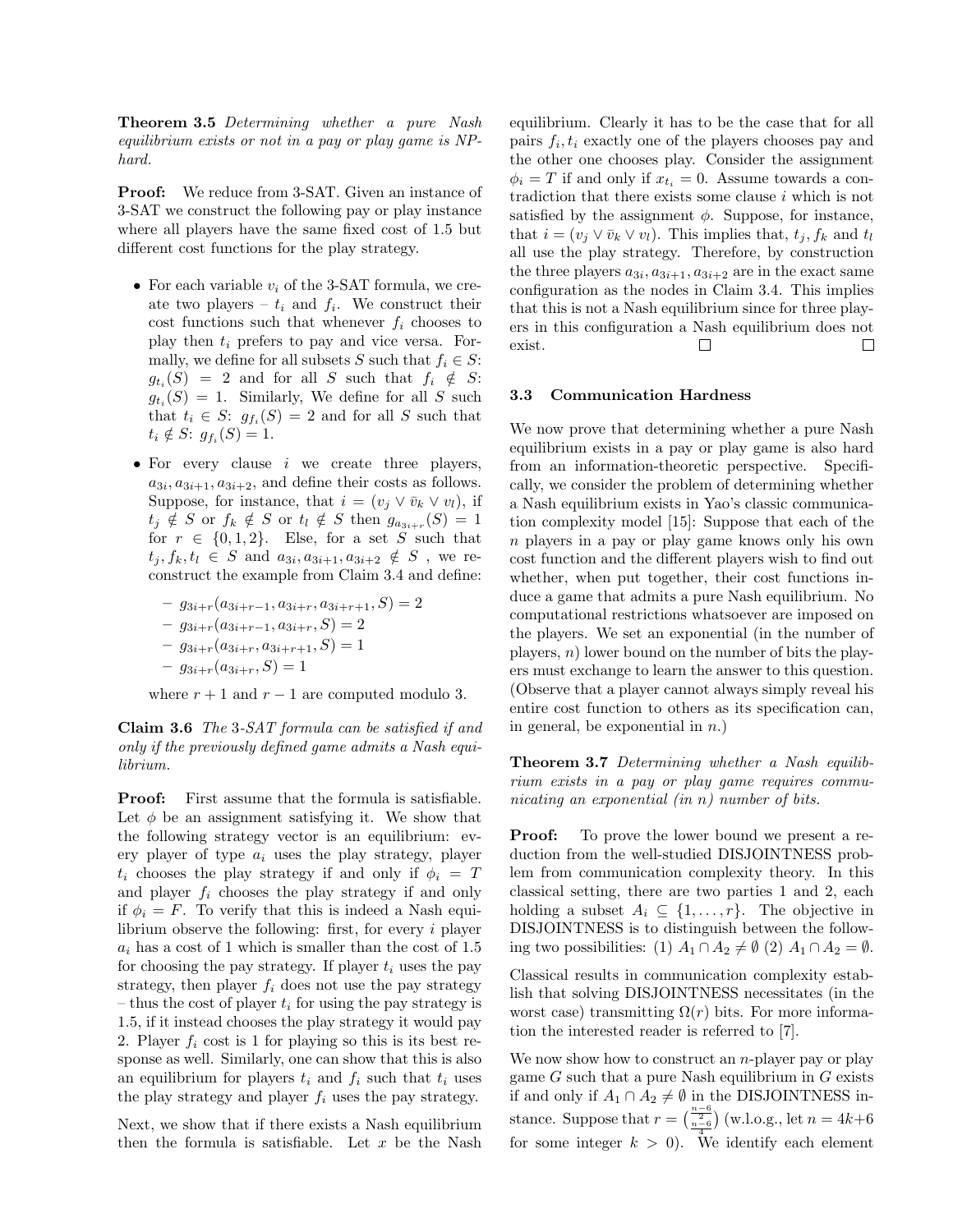**Theorem 3.5** *Determining whether a pure Nash equilibrium exists or not in a pay or play game is NP-hard.*

**Proof:** We reduce from 3-SAT. Given an instance of 3-SAT we construct the following pay or play instance where all players have the same fixed cost of 1.5 but different cost functions for the play strategy.

- For each variable $v_i$ of the 3-SAT formula, we create two players – $t_i$ and $f_i$. We construct their cost functions such that whenever $f_i$ chooses to play then $t_i$ prefers to pay and vice versa. Formally, we define for all subsets $S$ such that $f_i \in S$: $g_{t_i}(S) = 2$ and for all $S$ such that $f_i \notin S$: $g_{t_i}(S) = 1$. Similarly, We define for all $S$ such that $t_i \in S$: $g_{f_i}(S) = 2$ and for all $S$ such that $t_i \notin S$: $g_{f_i}(S) = 1$.
- For every clause $i$ we create three players, $a_{3i}, a_{3i+1}, a_{3i+2}$, and define their costs as follows. Suppose, for instance, that $i = (v_j \vee \bar{v}_k \vee v_l)$, if $t_j \notin S$ or $f_k \notin S$ or $t_l \notin S$ then $g_{a_{3i+r}}(S) = 1$ for $r \in \{0, 1, 2\}$. Else, for a set $S$ such that $t_j, f_k, t_l \in S$ and $a_{3i}, a_{3i+1}, a_{3i+2} \notin S$ , we reconstruct the example from Claim 3.4 and define:
  - $g_{3i+r}(a_{3i+r-1}, a_{3i+r}, a_{3i+r+1}, S) = 2$
  - $g_{3i+r}(a_{3i+r-1}, a_{3i+r}, S) = 2$
  - $g_{3i+r}(a_{3i+r}, a_{3i+r+1}, S) = 1$
  - $g_{3i+r}(a_{3i+r}, S) = 1$

  where $r + 1$ and $r - 1$ are computed modulo 3.

**Claim 3.6** *The 3-SAT formula can be satisfied if and only if the previously defined game admits a Nash equilibrium.*

**Proof:** First assume that the formula is satisfiable. Let $\phi$ be an assignment satisfying it. We show that the following strategy vector is an equilibrium: every player of type $a_i$ uses the play strategy, player $t_i$ chooses the play strategy if and only if $\phi_i = T$ and player $f_i$ chooses the play strategy if and only if $\phi_i = F$. To verify that this is indeed a Nash equilibrium observe the following: first, for every $i$ player $a_i$ has a cost of 1 which is smaller than the cost of 1.5 for choosing the pay strategy. If player $t_i$ uses the pay strategy, then player $f_i$ does not use the pay strategy – thus the cost of player $t_i$ for using the pay strategy is 1.5, if it instead chooses the play strategy it would pay 2. Player $f_i$ cost is 1 for playing so this is its best response as well. Similarly, one can show that this is also an equilibrium for players $t_i$ and $f_i$ such that $t_i$ uses the play strategy and player $f_i$ uses the pay strategy.

Next, we show that if there exists a Nash equilibrium then the formula is satisfiable. Let $x$ be the Nash equilibrium. Clearly it has to be the case that for all pairs $f_i, t_i$ exactly one of the players chooses pay and the other one chooses play. Consider the assignment $\phi_i = T$ if and only if $x_{t_i} = 0$. Assume towards a contradiction that there exists some clause $i$ which is not satisfied by the assignment $\phi$. Suppose, for instance, that $i = (v_j \vee \bar{v}_k \vee v_l)$. This implies that, $t_j, f_k$ and $t_l$ all use the play strategy. Therefore, by construction the three players $a_{3i}, a_{3i+1}, a_{3i+2}$ are in the exact same configuration as the nodes in Claim 3.4. This implies that this is not a Nash equilibrium since for three players in this configuration a Nash equilibrium does not exist. □ □

### 3.3 Communication Hardness

We now prove that determining whether a pure Nash equilibrium exists in a pay or play game is also hard from an information-theoretic perspective. Specifically, we consider the problem of determining whether a Nash equilibrium exists in Yao's classic communication complexity model [15]: Suppose that each of the $n$ players in a pay or play game knows only his own cost function and the different players wish to find out whether, when put together, their cost functions induce a game that admits a pure Nash equilibrium. No computational restrictions whatsoever are imposed on the players. We set an exponential (in the number of players, $n$) lower bound on the number of bits the players must exchange to learn the answer to this question. (Observe that a player cannot always simply reveal his entire cost function to others as its specification can, in general, be exponential in $n$.)

**Theorem 3.7** *Determining whether a Nash equilibrium exists in a pay or play game requires communicating an exponential (in $n$) number of bits.*

**Proof:** To prove the lower bound we present a reduction from the well-studied DISJOINTNESS problem from communication complexity theory. In this classical setting, there are two parties 1 and 2, each holding a subset $A_i \subseteq \{1, \ldots, r\}$. The objective in DISJOINTNESS is to distinguish between the following two possibilities: (1) $A_1 \cap A_2 \neq \emptyset$ (2) $A_1 \cap A_2 = \emptyset$.

Classical results in communication complexity establish that solving DISJOINTNESS necessitates (in the worst case) transmitting $\Omega(r)$ bits. For more information the interested reader is referred to [7].

We now show how to construct an $n$-player pay or play game $G$ such that a pure Nash equilibrium in $G$ exists if and only if $A_1 \cap A_2 \neq \emptyset$ in the DISJOINTNESS instance. Suppose that $r = \binom{\frac{n-6}{2}}{\frac{n-6}{4}}$ (w.l.o.g., let $n = 4k+6$ for some integer $k > 0$). We identify each element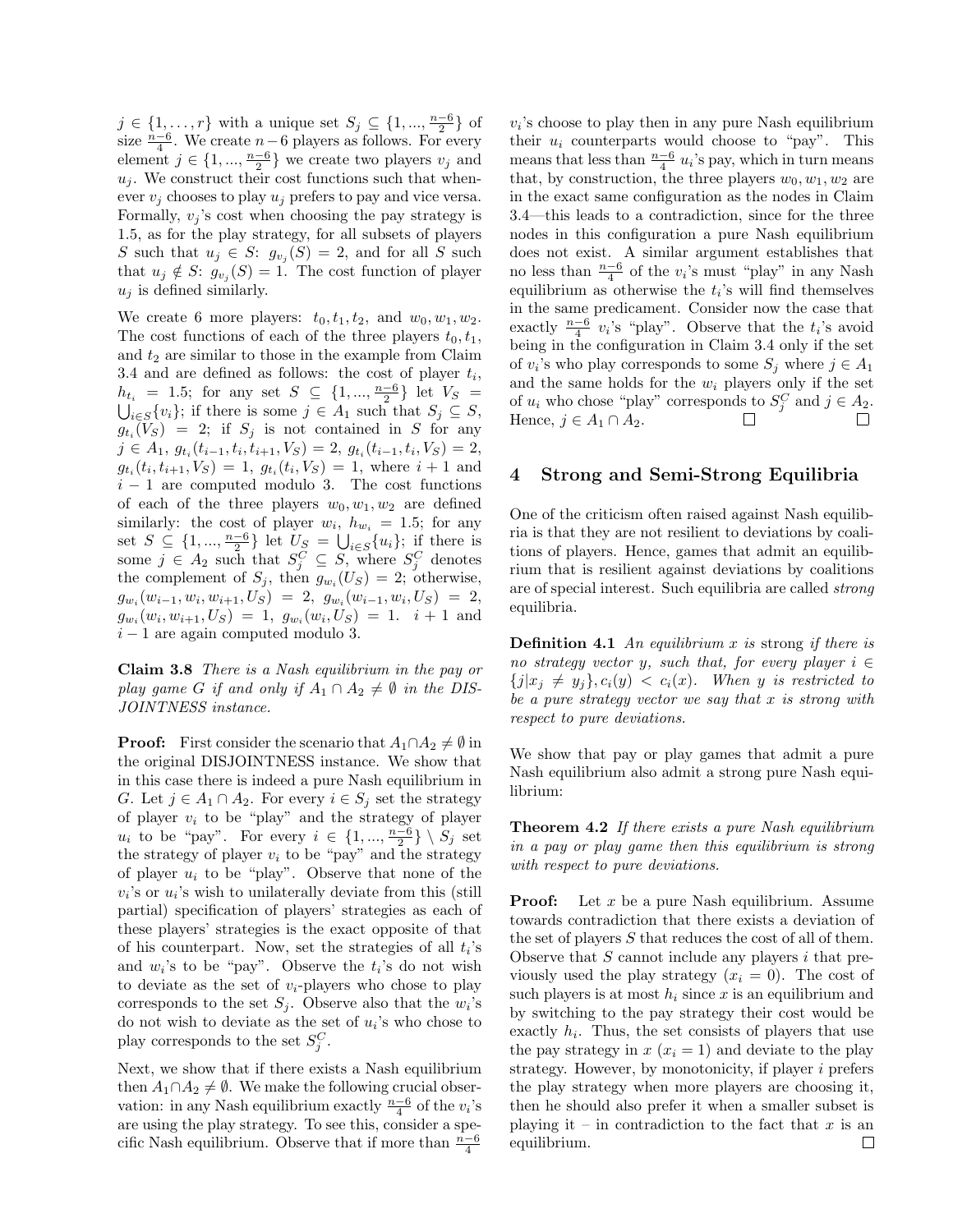$j \in \{1,\ldots,r\}$ with a unique set $S_j \subseteq \{1,...,\frac{n-6}{2}\}$ of size $\frac{n-6}{4}$. We create $n-6$ players as follows. For every element $j \in \{1,...,\frac{n-6}{2}\}$ we create two players $v_j$ and $u_j$. We construct their cost functions such that whenever $v_j$ chooses to play $u_j$ prefers to pay and vice versa. Formally, $v_j$'s cost when choosing the pay strategy is 1.5, as for the play strategy, for all subsets of players $S$ such that $u_j \in S$: $g_{v_j}(S) = 2$, and for all $S$ such that $u_j \notin S$: $g_{v_j}(S) = 1$. The cost function of player $u_j$ is defined similarly.

We create 6 more players: $t_0, t_1, t_2$, and $w_0, w_1, w_2$. The cost functions of each of the three players $t_0, t_1$, and $t_2$ are similar to those in the example from Claim 3.4 and are defined as follows: the cost of player $t_i$, $h_{t_i} = 1.5$; for any set $S \subseteq \{1,...,\frac{n-6}{2}\}$ let $V_S = \bigcup_{i\in S}\{v_i\}$; if there is some $j \in A_1$ such that $S_j \subseteq S$, $g_{t_i}(V_S) = 2$; if $S_j$ is not contained in $S$ for any $j \in A_1$, $g_{t_i}(t_{i-1}, t_i, t_{i+1}, V_S) = 2$, $g_{t_i}(t_{i-1}, t_i, V_S) = 2$, $g_{t_i}(t_i, t_{i+1}, V_S) = 1$, $g_{t_i}(t_i, V_S) = 1$, where $i+1$ and $i-1$ are computed modulo 3. The cost functions of each of the three players $w_0, w_1, w_2$ are defined similarly: the cost of player $w_i$, $h_{w_i} = 1.5$; for any set $S \subseteq \{1,...,\frac{n-6}{2}\}$ let $U_S = \bigcup_{i\in S}\{u_i\}$; if there is some $j \in A_2$ such that $S_j^C \subseteq S$, where $S_j^C$ denotes the complement of $S_j$, then $g_{w_i}(U_S) = 2$; otherwise, $g_{w_i}(w_{i-1}, w_i, w_{i+1}, U_S) = 2$, $g_{w_i}(w_{i-1}, w_i, U_S) = 2$, $g_{w_i}(w_i, w_{i+1}, U_S) = 1$, $g_{w_i}(w_i, U_S) = 1$. $i+1$ and $i-1$ are again computed modulo 3.

**Claim 3.8** *There is a Nash equilibrium in the pay or play game $G$ if and only if $A_1 \cap A_2 \neq \emptyset$ in the DISJOINTNESS instance.*

**Proof:** First consider the scenario that $A_1 \cap A_2 \neq \emptyset$ in the original DISJOINTNESS instance. We show that in this case there is indeed a pure Nash equilibrium in $G$. Let $j \in A_1 \cap A_2$. For every $i \in S_j$ set the strategy of player $v_i$ to be "play" and the strategy of player $u_i$ to be "pay". For every $i \in \{1,...,\frac{n-6}{2}\} \setminus S_j$ set the strategy of player $v_i$ to be "pay" and the strategy of player $u_i$ to be "play". Observe that none of the $v_i$'s or $u_i$'s wish to unilaterally deviate from this (still partial) specification of players' strategies as each of these players' strategies is the exact opposite of that of his counterpart. Now, set the strategies of all $t_i$'s and $w_i$'s to be "pay". Observe the $t_i$'s do not wish to deviate as the set of $v_i$-players who chose to play corresponds to the set $S_j$. Observe also that the $w_i$'s do not wish to deviate as the set of $u_i$'s who chose to play corresponds to the set $S_j^C$.

Next, we show that if there exists a Nash equilibrium then $A_1 \cap A_2 \neq \emptyset$. We make the following crucial observation: in any Nash equilibrium exactly $\frac{n-6}{4}$ of the $v_i$'s are using the play strategy. To see this, consider a specific Nash equilibrium. Observe that if more than $\frac{n-6}{4}$ $v_i$'s choose to play then in any pure Nash equilibrium their $u_i$ counterparts would choose to "pay". This means that less than $\frac{n-6}{4}$ $u_i$'s pay, which in turn means that, by construction, the three players $w_0, w_1, w_2$ are in the exact same configuration as the nodes in Claim 3.4—this leads to a contradiction, since for the three nodes in this configuration a pure Nash equilibrium does not exist. A similar argument establishes that no less than $\frac{n-6}{4}$ of the $v_i$'s must "play" in any Nash equilibrium as otherwise the $t_i$'s will find themselves in the same predicament. Consider now the case that exactly $\frac{n-6}{4}$ $v_i$'s "play". Observe that the $t_i$'s avoid being in the configuration in Claim 3.4 only if the set of $v_i$'s who play corresponds to some $S_j$ where $j \in A_1$ and the same holds for the $w_i$ players only if the set of $u_i$ who chose "play" corresponds to $S_j^C$ and $j \in A_2$. Hence, $j \in A_1 \cap A_2$. □ □

## 4 Strong and Semi-Strong Equilibria

One of the criticism often raised against Nash equilibria is that they are not resilient to deviations by coalitions of players. Hence, games that admit an equilibrium that is resilient against deviations by coalitions are of special interest. Such equilibria are called *strong* equilibria.

**Definition 4.1** *An equilibrium $x$ is* strong *if there is no strategy vector $y$, such that, for every player $i \in \{j|x_j \neq y_j\}, c_i(y) < c_i(x)$. When $y$ is restricted to be a pure strategy vector we say that $x$ is strong with respect to pure deviations.*

We show that pay or play games that admit a pure Nash equilibrium also admit a strong pure Nash equilibrium:

**Theorem 4.2** *If there exists a pure Nash equilibrium in a pay or play game then this equilibrium is strong with respect to pure deviations.*

**Proof:** Let $x$ be a pure Nash equilibrium. Assume towards contradiction that there exists a deviation of the set of players $S$ that reduces the cost of all of them. Observe that $S$ cannot include any players $i$ that previously used the play strategy ($x_i = 0$). The cost of such players is at most $h_i$ since $x$ is an equilibrium and by switching to the pay strategy their cost would be exactly $h_i$. Thus, the set consists of players that use the pay strategy in $x$ ($x_i = 1$) and deviate to the play strategy. However, by monotonicity, if player $i$ prefers the play strategy when more players are choosing it, then he should also prefer it when a smaller subset is playing it – in contradiction to the fact that $x$ is an equilibrium. □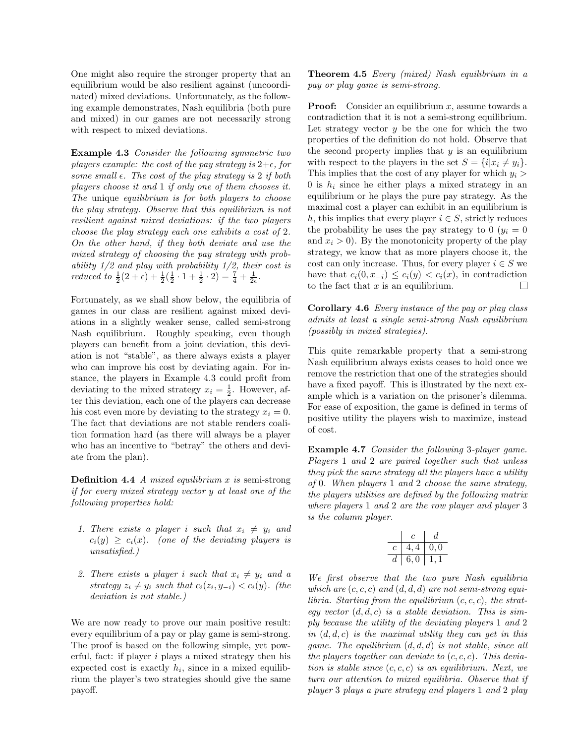One might also require the stronger property that an equilibrium would be also resilient against (uncoordinated) mixed deviations. Unfortunately, as the following example demonstrates, Nash equilibria (both pure and mixed) in our games are not necessarily strong with respect to mixed deviations.

**Example 4.3** *Consider the following symmetric two players example: the cost of the pay strategy is $2+\epsilon$, for some small $\epsilon$. The cost of the play strategy is 2 if both players choose it and 1 if only one of them chooses it.* The unique *equilibrium is for both players to choose the play strategy. Observe that this equilibrium is not resilient against mixed deviations: if the two players choose the play strategy each one exhibits a cost of 2. On the other hand, if they both deviate and use the mixed strategy of choosing the pay strategy with probability 1/2 and play with probability 1/2, their cost is reduced to $\frac{1}{2}(2+\epsilon)+\frac{1}{2}(\frac{1}{2}\cdot 1+\frac{1}{2}\cdot 2)=\frac{7}{4}+\frac{1}{2\epsilon}$.*

Fortunately, as we shall show below, the equilibria of games in our class are resilient against mixed deviations in a slightly weaker sense, called semi-strong Nash equilibrium. Roughly speaking, even though players can benefit from a joint deviation, this deviation is not "stable", as there always exists a player who can improve his cost by deviating again. For instance, the players in Example 4.3 could profit from deviating to the mixed strategy $x_i=\frac{1}{2}$. However, after this deviation, each one of the players can decrease his cost even more by deviating to the strategy $x_i=0$. The fact that deviations are not stable renders coalition formation hard (as there will always be a player who has an incentive to "betray" the others and deviate from the plan).

**Definition 4.4** *A mixed equilibrium $x$ is* semi-strong *if for every mixed strategy vector $y$ at least one of the following properties hold:*

1. *There exists a player $i$ such that $x_i \neq y_i$ and $c_i(y) \geq c_i(x)$. (one of the deviating players is unsatisfied.)*
2. *There exists a player $i$ such that $x_i \neq y_i$ and a strategy $z_i \neq y_i$ such that $c_i(z_i, y_{-i}) < c_i(y)$. (the deviation is not stable.)*

We are now ready to prove our main positive result: every equilibrium of a pay or play game is semi-strong. The proof is based on the following simple, yet powerful, fact: if player $i$ plays a mixed strategy then his expected cost is exactly $h_i$, since in a mixed equilibrium the player's two strategies should give the same payoff.

**Theorem 4.5** *Every (mixed) Nash equilibrium in a pay or play game is semi-strong.*

**Proof:** Consider an equilibrium $x$, assume towards a contradiction that it is not a semi-strong equilibrium. Let strategy vector $y$ be the one for which the two properties of the definition do not hold. Observe that the second property implies that $y$ is an equilibrium with respect to the players in the set $S=\{i|x_i \neq y_i\}$. This implies that the cost of any player for which $y_i > 0$ is $h_i$ since he either plays a mixed strategy in an equilibrium or he plays the pure pay strategy. As the maximal cost a player can exhibit in an equilibrium is $h$, this implies that every player $i \in S$, strictly reduces the probability he uses the pay strategy to 0 ($y_i = 0$ and $x_i > 0$). By the monotonicity property of the play strategy, we know that as more players choose it, the cost can only increase. Thus, for every player $i \in S$ we have that $c_i(0, x_{-i}) \leq c_i(y) < c_i(x)$, in contradiction to the fact that $x$ is an equilibrium. □

**Corollary 4.6** *Every instance of the pay or play class admits at least a single semi-strong Nash equilibrium (possibly in mixed strategies).*

This quite remarkable property that a semi-strong Nash equilibrium always exists ceases to hold once we remove the restriction that one of the strategies should have a fixed payoff. This is illustrated by the next example which is a variation on the prisoner's dilemma. For ease of exposition, the game is defined in terms of positive utility the players wish to maximize, instead of cost.

**Example 4.7** *Consider the following 3-player game. Players 1 and 2 are paired together such that unless they pick the same strategy all the players have a utility of 0. When players 1 and 2 choose the same strategy, the players utilities are defined by the following matrix where players 1 and 2 are the row player and player 3 is the column player.*

| | $c$ | $d$ |
|---|---|---|
| $c$ | 4, 4 | 0, 0 |
| $d$ | 6, 0 | 1, 1 |

*We first observe that the two pure Nash equilibria which are $(c,c,c)$ and $(d,d,d)$ are not semi-strong equilibria. Starting from the equilibrium $(c,c,c)$, the strategy vector $(d,d,c)$ is a stable deviation. This is simply because the utility of the deviating players 1 and 2 in $(d,d,c)$ is the maximal utility they can get in this game. The equilibrium $(d,d,d)$ is not stable, since all the players together can deviate to $(c,c,c)$. This deviation is stable since $(c,c,c)$ is an equilibrium. Next, we turn our attention to mixed equilibria. Observe that if player 3 plays a pure strategy and players 1 and 2 play*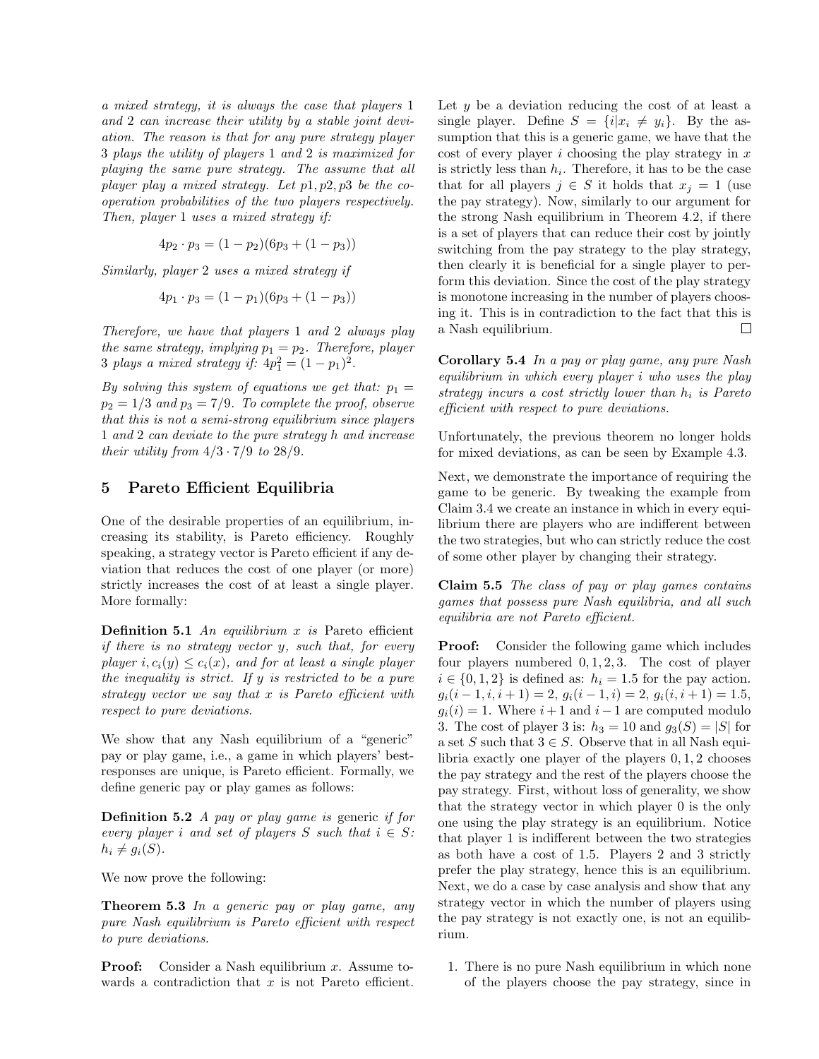*a mixed strategy, it is always the case that players 1 and 2 can increase their utility by a stable joint deviation. The reason is that for any pure strategy player 3 plays the utility of players 1 and 2 is maximized for playing the same pure strategy. The assume that all player play a mixed strategy. Let $p1, p2, p3$ be the cooperation probabilities of the two players respectively. Then, player 1 uses a mixed strategy if:*

$$4p_2 \cdot p_3 = (1 - p_2)(6p_3 + (1 - p_3))$$

*Similarly, player 2 uses a mixed strategy if*

$$4p_1 \cdot p_3 = (1 - p_1)(6p_3 + (1 - p_3))$$

*Therefore, we have that players 1 and 2 always play the same strategy, implying $p_1 = p_2$. Therefore, player 3 plays a mixed strategy if: $4p_1^2 = (1 - p_1)^2$.*

*By solving this system of equations we get that: $p_1 = p_2 = 1/3$ and $p_3 = 7/9$. To complete the proof, observe that this is not a semi-strong equilibrium since players 1 and 2 can deviate to the pure strategy $h$ and increase their utility from $4/3 \cdot 7/9$ to $28/9$.*

## 5 Pareto Efficient Equilibria

One of the desirable properties of an equilibrium, increasing its stability, is Pareto efficiency. Roughly speaking, a strategy vector is Pareto efficient if any deviation that reduces the cost of one player (or more) strictly increases the cost of at least a single player. More formally:

**Definition 5.1** *An equilibrium $x$ is* Pareto efficient *if there is no strategy vector $y$, such that, for every player $i, c_i(y) \leq c_i(x)$, and for at least a single player the inequality is strict. If $y$ is restricted to be a pure strategy vector we say that $x$ is Pareto efficient with respect to pure deviations.*

We show that any Nash equilibrium of a "generic" pay or play game, i.e., a game in which players' best-responses are unique, is Pareto efficient. Formally, we define generic pay or play games as follows:

**Definition 5.2** *A pay or play game is* generic *if for every player $i$ and set of players $S$ such that $i \in S$: $h_i \neq g_i(S)$.*

We now prove the following:

**Theorem 5.3** *In a generic pay or play game, any pure Nash equilibrium is Pareto efficient with respect to pure deviations.*

**Proof:** Consider a Nash equilibrium $x$. Assume towards a contradiction that $x$ is not Pareto efficient. Let $y$ be a deviation reducing the cost of at least a single player. Define $S = \{i | x_i \neq y_i\}$. By the assumption that this is a generic game, we have that the cost of every player $i$ choosing the play strategy in $x$ is strictly less than $h_i$. Therefore, it has to be the case that for all players $j \in S$ it holds that $x_j = 1$ (use the pay strategy). Now, similarly to our argument for the strong Nash equilibrium in Theorem 4.2, if there is a set of players that can reduce their cost by jointly switching from the pay strategy to the play strategy, then clearly it is beneficial for a single player to perform this deviation. Since the cost of the play strategy is monotone increasing in the number of players choosing it. This is in contradiction to the fact that this is a Nash equilibrium. □

**Corollary 5.4** *In a pay or play game, any pure Nash equilibrium in which every player $i$ who uses the play strategy incurs a cost strictly lower than $h_i$ is Pareto efficient with respect to pure deviations.*

Unfortunately, the previous theorem no longer holds for mixed deviations, as can be seen by Example 4.3.

Next, we demonstrate the importance of requiring the game to be generic. By tweaking the example from Claim 3.4 we create an instance in which in every equilibrium there are players who are indifferent between the two strategies, but who can strictly reduce the cost of some other player by changing their strategy.

**Claim 5.5** *The class of pay or play games contains games that possess pure Nash equilibria, and all such equilibria are not Pareto efficient.*

**Proof:** Consider the following game which includes four players numbered $0, 1, 2, 3$. The cost of player $i \in \{0, 1, 2\}$ is defined as: $h_i = 1.5$ for the pay action. $g_i(i - 1, i, i + 1) = 2$, $g_i(i - 1, i) = 2$, $g_i(i, i + 1) = 1.5$, $g_i(i) = 1$. Where $i + 1$ and $i - 1$ are computed modulo 3. The cost of player 3 is: $h_3 = 10$ and $g_3(S) = |S|$ for a set $S$ such that $3 \in S$. Observe that in all Nash equilibria exactly one player of the players $0, 1, 2$ chooses the pay strategy and the rest of the players choose the pay strategy. First, without loss of generality, we show that the strategy vector in which player 0 is the only one using the play strategy is an equilibrium. Notice that player 1 is indifferent between the two strategies as both have a cost of 1.5. Players 2 and 3 strictly prefer the play strategy, hence this is an equilibrium. Next, we do a case by case analysis and show that any strategy vector in which the number of players using the pay strategy is not exactly one, is not an equilibrium.

1. There is no pure Nash equilibrium in which none of the players choose the pay strategy, since in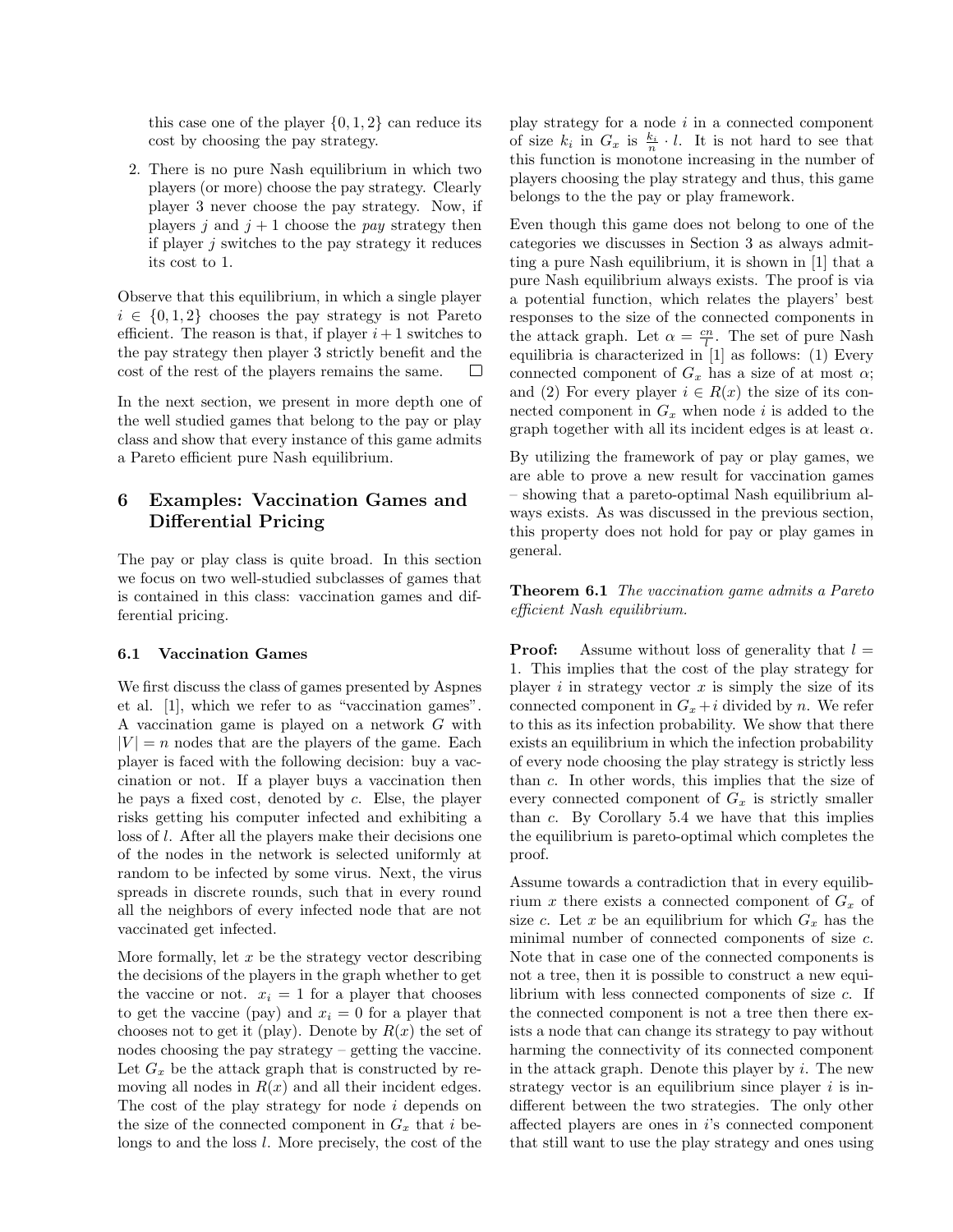this case one of the player $\{0,1,2\}$ can reduce its cost by choosing the pay strategy.

2. There is no pure Nash equilibrium in which two players (or more) choose the pay strategy. Clearly player 3 never choose the pay strategy. Now, if players $j$ and $j+1$ choose the *pay* strategy then if player $j$ switches to the pay strategy it reduces its cost to 1.

Observe that this equilibrium, in which a single player $i \in \{0,1,2\}$ chooses the pay strategy is not Pareto efficient. The reason is that, if player $i+1$ switches to the pay strategy then player 3 strictly benefit and the cost of the rest of the players remains the same. □

In the next section, we present in more depth one of the well studied games that belong to the pay or play class and show that every instance of this game admits a Pareto efficient pure Nash equilibrium.

## 6 Examples: Vaccination Games and Differential Pricing

The pay or play class is quite broad. In this section we focus on two well-studied subclasses of games that is contained in this class: vaccination games and differential pricing.

### 6.1 Vaccination Games

We first discuss the class of games presented by Aspnes et al. [1], which we refer to as "vaccination games". A vaccination game is played on a network $G$ with $|V| = n$ nodes that are the players of the game. Each player is faced with the following decision: buy a vaccination or not. If a player buys a vaccination then he pays a fixed cost, denoted by $c$. Else, the player risks getting his computer infected and exhibiting a loss of $l$. After all the players make their decisions one of the nodes in the network is selected uniformly at random to be infected by some virus. Next, the virus spreads in discrete rounds, such that in every round all the neighbors of every infected node that are not vaccinated get infected.

More formally, let $x$ be the strategy vector describing the decisions of the players in the graph whether to get the vaccine or not. $x_i = 1$ for a player that chooses to get the vaccine (pay) and $x_i = 0$ for a player that chooses not to get it (play). Denote by $R(x)$ the set of nodes choosing the pay strategy – getting the vaccine. Let $G_x$ be the attack graph that is constructed by removing all nodes in $R(x)$ and all their incident edges. The cost of the play strategy for node $i$ depends on the size of the connected component in $G_x$ that $i$ belongs to and the loss $l$. More precisely, the cost of the play strategy for a node $i$ in a connected component of size $k_i$ in $G_x$ is $\frac{k_i}{n} \cdot l$. It is not hard to see that this function is monotone increasing in the number of players choosing the play strategy and thus, this game belongs to the the pay or play framework.

Even though this game does not belong to one of the categories we discusses in Section 3 as always admitting a pure Nash equilibrium, it is shown in [1] that a pure Nash equilibrium always exists. The proof is via a potential function, which relates the players' best responses to the size of the connected components in the attack graph. Let $\alpha = \frac{cn}{l}$. The set of pure Nash equilibria is characterized in [1] as follows: (1) Every connected component of $G_x$ has a size of at most $\alpha$; and (2) For every player $i \in R(x)$ the size of its connected component in $G_x$ when node $i$ is added to the graph together with all its incident edges is at least $\alpha$.

By utilizing the framework of pay or play games, we are able to prove a new result for vaccination games – showing that a pareto-optimal Nash equilibrium always exists. As was discussed in the previous section, this property does not hold for pay or play games in general.

**Theorem 6.1** *The vaccination game admits a Pareto efficient Nash equilibrium.*

**Proof:** Assume without loss of generality that $l = 1$. This implies that the cost of the play strategy for player $i$ in strategy vector $x$ is simply the size of its connected component in $G_x + i$ divided by $n$. We refer to this as its infection probability. We show that there exists an equilibrium in which the infection probability of every node choosing the play strategy is strictly less than $c$. In other words, this implies that the size of every connected component of $G_x$ is strictly smaller than $c$. By Corollary 5.4 we have that this implies the equilibrium is pareto-optimal which completes the proof.

Assume towards a contradiction that in every equilibrium $x$ there exists a connected component of $G_x$ of size $c$. Let $x$ be an equilibrium for which $G_x$ has the minimal number of connected components of size $c$. Note that in case one of the connected components is not a tree, then it is possible to construct a new equilibrium with less connected components of size $c$. If the connected component is not a tree then there exists a node that can change its strategy to pay without harming the connectivity of its connected component in the attack graph. Denote this player by $i$. The new strategy vector is an equilibrium since player $i$ is indifferent between the two strategies. The only other affected players are ones in $i$'s connected component that still want to use the play strategy and ones using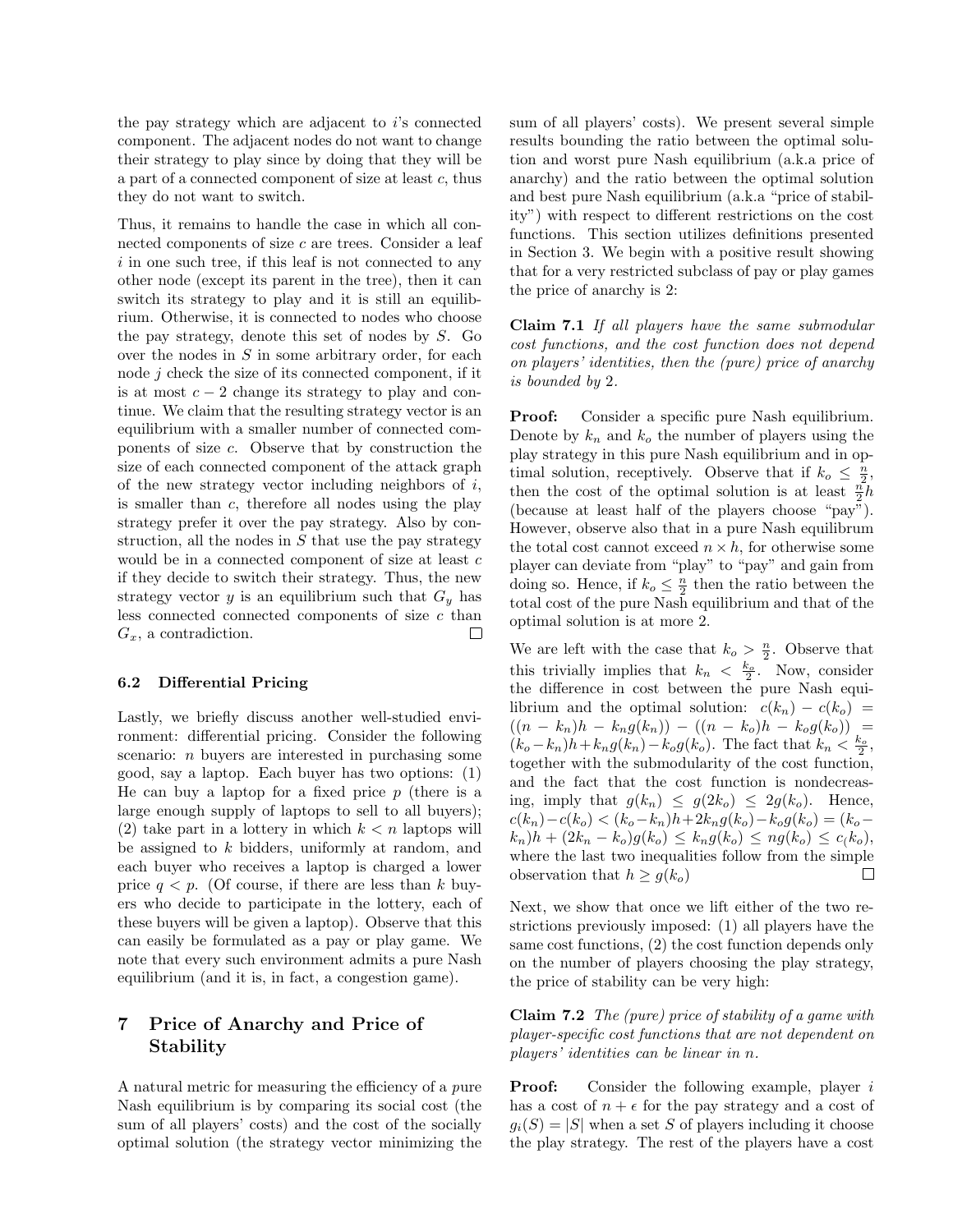the pay strategy which are adjacent to $i$'s connected component. The adjacent nodes do not want to change their strategy to play since by doing that they will be a part of a connected component of size at least $c$, thus they do not want to switch.

Thus, it remains to handle the case in which all connected components of size $c$ are trees. Consider a leaf $i$ in one such tree, if this leaf is not connected to any other node (except its parent in the tree), then it can switch its strategy to play and it is still an equilibrium. Otherwise, it is connected to nodes who choose the pay strategy, denote this set of nodes by $S$. Go over the nodes in $S$ in some arbitrary order, for each node $j$ check the size of its connected component, if it is at most $c-2$ change its strategy to play and continue. We claim that the resulting strategy vector is an equilibrium with a smaller number of connected components of size $c$. Observe that by construction the size of each connected component of the attack graph of the new strategy vector including neighbors of $i$, is smaller than $c$, therefore all nodes using the play strategy prefer it over the pay strategy. Also by construction, all the nodes in $S$ that use the pay strategy would be in a connected component of size at least $c$ if they decide to switch their strategy. Thus, the new strategy vector $y$ is an equilibrium such that $G_y$ has less connected connected components of size $c$ than $G_x$, a contradiction. □

### 6.2 Differential Pricing

Lastly, we briefly discuss another well-studied environment: differential pricing. Consider the following scenario: $n$ buyers are interested in purchasing some good, say a laptop. Each buyer has two options: (1) He can buy a laptop for a fixed price $p$ (there is a large enough supply of laptops to sell to all buyers); (2) take part in a lottery in which $k < n$ laptops will be assigned to $k$ bidders, uniformly at random, and each buyer who receives a laptop is charged a lower price $q < p$. (Of course, if there are less than $k$ buyers who decide to participate in the lottery, each of these buyers will be given a laptop). Observe that this can easily be formulated as a pay or play game. We note that every such environment admits a pure Nash equilibrium (and it is, in fact, a congestion game).

## 7 Price of Anarchy and Price of Stability

A natural metric for measuring the efficiency of a pure Nash equilibrium is by comparing its social cost (the sum of all players' costs) and the cost of the socially optimal solution (the strategy vector minimizing the sum of all players' costs). We present several simple results bounding the ratio between the optimal solution and worst pure Nash equilibrium (a.k.a price of anarchy) and the ratio between the optimal solution and best pure Nash equilibrium (a.k.a "price of stability") with respect to different restrictions on the cost functions. This section utilizes definitions presented in Section 3. We begin with a positive result showing that for a very restricted subclass of pay or play games the price of anarchy is 2:

**Claim 7.1** *If all players have the same submodular cost functions, and the cost function does not depend on players' identities, then the (pure) price of anarchy is bounded by 2.*

**Proof:** Consider a specific pure Nash equilibrium. Denote by $k_n$ and $k_o$ the number of players using the play strategy in this pure Nash equilibrium and in optimal solution, receptively. Observe that if $k_o \leq \frac{n}{2}$, then the cost of the optimal solution is at least $\frac{n}{2}h$ (because at least half of the players choose "pay"). However, observe also that in a pure Nash equilibrum the total cost cannot exceed $n \times h$, for otherwise some player can deviate from "play" to "pay" and gain from doing so. Hence, if $k_o \leq \frac{n}{2}$ then the ratio between the total cost of the pure Nash equilibrium and that of the optimal solution is at more 2.

We are left with the case that $k_o > \frac{n}{2}$. Observe that this trivially implies that $k_n < \frac{k_o}{2}$. Now, consider the difference in cost between the pure Nash equilibrium and the optimal solution: $c(k_n) - c(k_o) = ((n-k_n)h - k_n g(k_n)) - ((n-k_o)h - k_o g(k_o)) = (k_o - k_n)h + k_n g(k_n) - k_o g(k_o)$. The fact that $k_n < \frac{k_o}{2}$, together with the submodularity of the cost function, and the fact that the cost function is nondecreasing, imply that $g(k_n) \leq g(2k_o) \leq 2g(k_o)$. Hence, $c(k_n) - c(k_o) < (k_o - k_n)h + 2k_n g(k_o) - k_o g(k_o) = (k_o - k_n)h + (2k_n - k_o)g(k_o) \leq k_n g(k_o) \leq n g(k_o) \leq c_(k_o)$, where the last two inequalities follow from the simple observation that $h \geq g(k_o)$ □

Next, we show that once we lift either of the two restrictions previously imposed: (1) all players have the same cost functions, (2) the cost function depends only on the number of players choosing the play strategy, the price of stability can be very high:

**Claim 7.2** *The (pure) price of stability of a game with player-specific cost functions that are not dependent on players' identities can be linear in n.*

**Proof:** Consider the following example, player $i$ has a cost of $n + \epsilon$ for the pay strategy and a cost of $g_i(S) = |S|$ when a set $S$ of players including it choose the play strategy. The rest of the players have a cost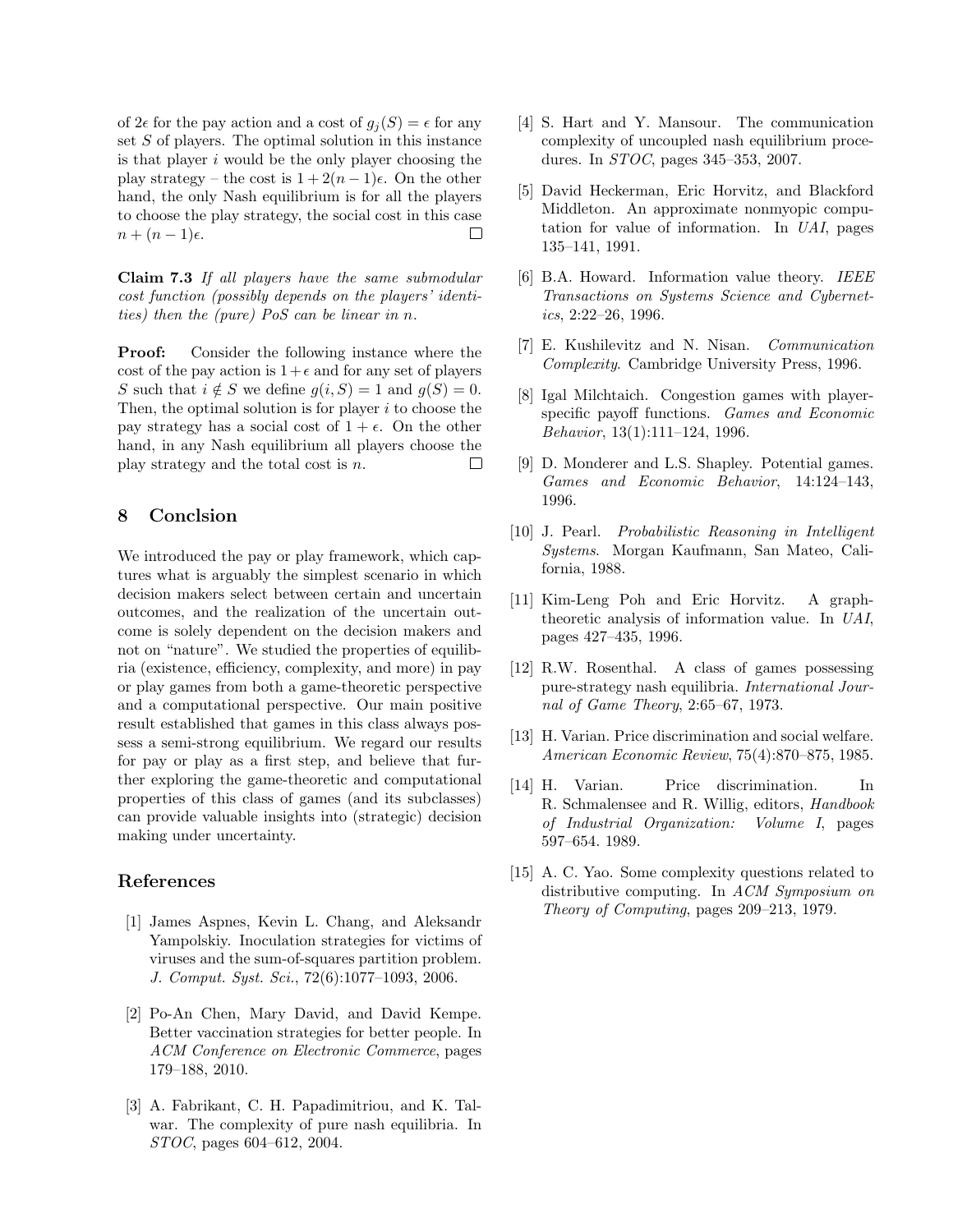of $2\epsilon$ for the pay action and a cost of $g_j(S) = \epsilon$ for any set $S$ of players. The optimal solution in this instance is that player $i$ would be the only player choosing the play strategy – the cost is $1 + 2(n-1)\epsilon$. On the other hand, the only Nash equilibrium is for all the players to choose the play strategy, the social cost in this case $n + (n-1)\epsilon$. □

**Claim 7.3** *If all players have the same submodular cost function (possibly depends on the players' identities) then the (pure) PoS can be linear in $n$.*

**Proof:** Consider the following instance where the cost of the pay action is $1+\epsilon$ and for any set of players $S$ such that $i \notin S$ we define $g(i, S) = 1$ and $g(S) = 0$. Then, the optimal solution is for player $i$ to choose the pay strategy has a social cost of $1 + \epsilon$. On the other hand, in any Nash equilibrium all players choose the play strategy and the total cost is $n$. □

## 8 Conclsion

We introduced the pay or play framework, which captures what is arguably the simplest scenario in which decision makers select between certain and uncertain outcomes, and the realization of the uncertain outcome is solely dependent on the decision makers and not on "nature". We studied the properties of equilibria (existence, efficiency, complexity, and more) in pay or play games from both a game-theoretic perspective and a computational perspective. Our main positive result established that games in this class always possess a semi-strong equilibrium. We regard our results for pay or play as a first step, and believe that further exploring the game-theoretic and computational properties of this class of games (and its subclasses) can provide valuable insights into (strategic) decision making under uncertainty.

## References

[1] James Aspnes, Kevin L. Chang, and Aleksandr Yampolskiy. Inoculation strategies for victims of viruses and the sum-of-squares partition problem. *J. Comput. Syst. Sci.*, 72(6):1077–1093, 2006.

[2] Po-An Chen, Mary David, and David Kempe. Better vaccination strategies for better people. In *ACM Conference on Electronic Commerce*, pages 179–188, 2010.

[3] A. Fabrikant, C. H. Papadimitriou, and K. Talwar. The complexity of pure nash equilibria. In *STOC*, pages 604–612, 2004.

[4] S. Hart and Y. Mansour. The communication complexity of uncoupled nash equilibrium procedures. In *STOC*, pages 345–353, 2007.

[5] David Heckerman, Eric Horvitz, and Blackford Middleton. An approximate nonmyopic computation for value of information. In *UAI*, pages 135–141, 1991.

[6] B.A. Howard. Information value theory. *IEEE Transactions on Systems Science and Cybernetics*, 2:22–26, 1996.

[7] E. Kushilevitz and N. Nisan. *Communication Complexity*. Cambridge University Press, 1996.

[8] Igal Milchtaich. Congestion games with player-specific payoff functions. *Games and Economic Behavior*, 13(1):111–124, 1996.

[9] D. Monderer and L.S. Shapley. Potential games. *Games and Economic Behavior*, 14:124–143, 1996.

[10] J. Pearl. *Probabilistic Reasoning in Intelligent Systems*. Morgan Kaufmann, San Mateo, California, 1988.

[11] Kim-Leng Poh and Eric Horvitz. A graph-theoretic analysis of information value. In *UAI*, pages 427–435, 1996.

[12] R.W. Rosenthal. A class of games possessing pure-strategy nash equilibria. *International Journal of Game Theory*, 2:65–67, 1973.

[13] H. Varian. Price discrimination and social welfare. *American Economic Review*, 75(4):870–875, 1985.

[14] H. Varian. Price discrimination. In R. Schmalensee and R. Willig, editors, *Handbook of Industrial Organization: Volume I*, pages 597–654. 1989.

[15] A. C. Yao. Some complexity questions related to distributive computing. In *ACM Symposium on Theory of Computing*, pages 209–213, 1979.